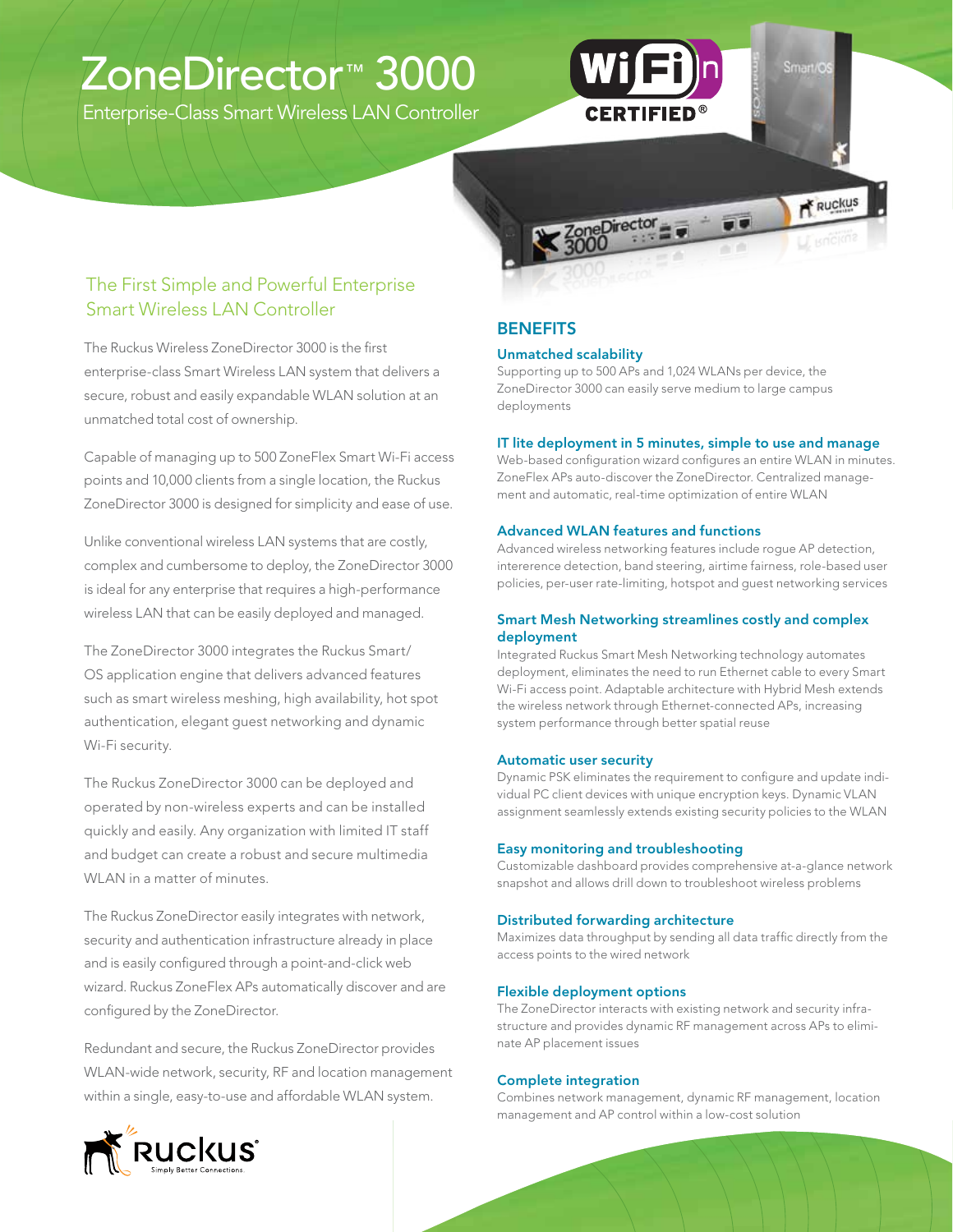# ZoneDirector™ 3000

Enterprise-Class Smart Wireless LAN Controller

## The First Simple and Powerful Enterprise Smart Wireless LAN Controller

The Ruckus Wireless ZoneDirector 3000 is the first enterprise-class Smart Wireless LAN system that delivers a secure, robust and easily expandable WLAN solution at an unmatched total cost of ownership.

Capable of managing up to 500 ZoneFlex Smart Wi-Fi access points and 10,000 clients from a single location, the Ruckus ZoneDirector 3000 is designed for simplicity and ease of use.

Unlike conventional wireless LAN systems that are costly, complex and cumbersome to deploy, the ZoneDirector 3000 is ideal for any enterprise that requires a high-performance wireless LAN that can be easily deployed and managed.

The ZoneDirector 3000 integrates the Ruckus Smart/OS application engine that delivers advanced features such as smart wireless meshing, high availability, hot spot authentication, elegant guest networking and dynamic Wi-Fi security.

The Ruckus ZoneDirector 3000 can be deployed and operated by non-wireless experts and can be installed quickly and easily. Any organization with limited IT staff and budget can create a robust and secure multimedia WLAN in a matter of minutes.

The Ruckus ZoneDirector easily integrates with network, security and authentication infrastructure already in place and is easily configured through a point-and-click web wizard. Ruckus ZoneFlex APs automatically discover and are configured by the ZoneDirector.

Redundant and secure, the Ruckus ZoneDirector provides WLAN-wide network, security, RF and location management within a single, easy-to-use and affordable WLAN system.

## BENEFITS

### Unmatched scalability

Supporting up to 500 APs and 1,024 WLANs per device, the ZoneDirector 3000 can easily serve medium to large campus deployments

### IT lite deployment in 5 minutes, simple to use and manage

Web-based configuration wizard configures an entire WLAN in minutes. ZoneFlex APs auto-discover the ZoneDirector. Centralized management and automatic, real-time optimization of entire WLAN

### Advanced WLAN features and functions

Advanced wireless networking features include rogue AP detection, intererence detection, band steering, airtime fairness, role-based user policies, per-user rate-limiting, hotspot and guest networking services

### Smart Mesh Networking streamlines costly and complex deployment

Integrated Ruckus Smart Mesh Networking technology automates deployment, eliminates the need to run Ethernet cable to every Smart Wi-Fi access point. Adaptable architecture with Hybrid Mesh extends the wireless network through Ethernet-connected APs, increasing system performance through better spatial reuse

### Automatic user security

Dynamic PSK eliminates the requirement to configure and update individual PC client devices with unique encryption keys. Dynamic VLAN assignment seamlessly extends existing security policies to the WLAN

### Easy monitoring and troubleshooting

Customizable dashboard provides comprehensive at-a-glance network snapshot and allows drill down to troubleshoot wireless problems

### Distributed forwarding architecture

Maximizes data throughput by sending all data traffic directly from the access points to the wired network

### Flexible deployment options

The ZoneDirector interacts with existing network and security infrastructure and provides dynamic RF management across APs to eliminate AP placement issues

### Complete integration

Combines network management, dynamic RF management, location management and AP control within a low-cost solution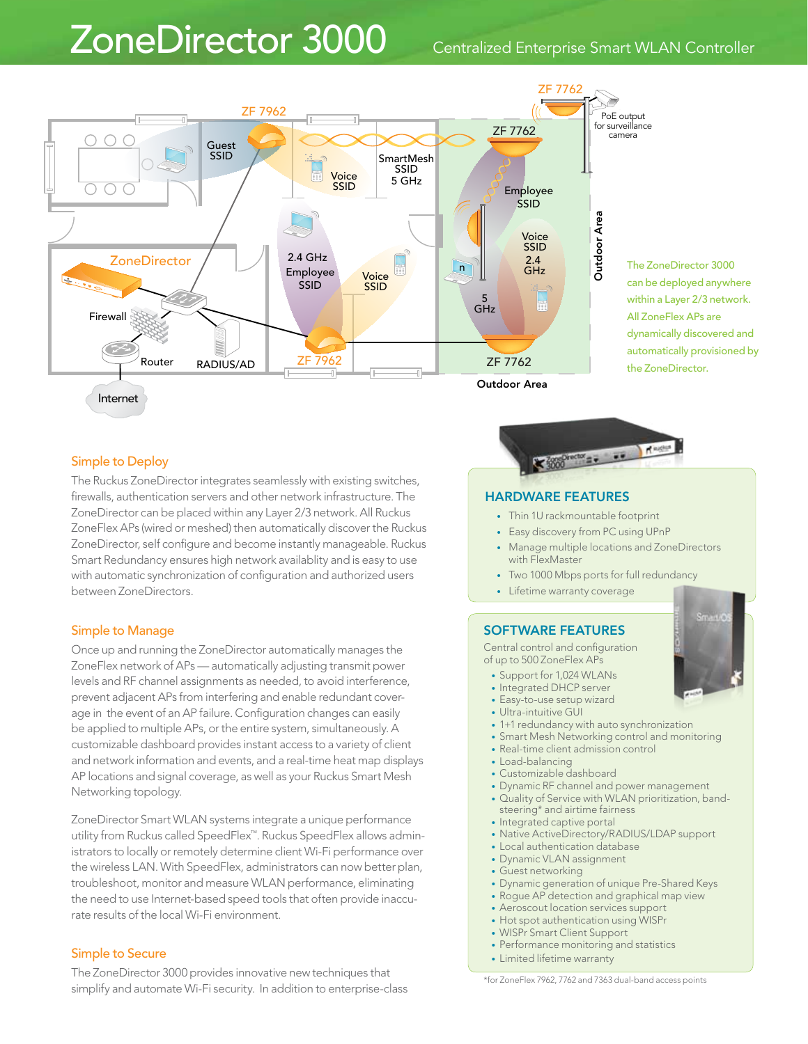# ZoneDirector 3000

Centralized Enterprise Smart WLAN Controller

The ZoneDirector 3000 can be deployed anywhere within a Layer 2/3 network. All ZoneFlex APs are dynamically discovered and automatically provisioned by the ZoneDirector.

## Simple to Deploy

The Ruckus ZoneDirector integrates seamlessly with existing switches, firewalls, authentication servers and other network infrastructure. The ZoneDirector can be placed within any Layer 2/3 network. All Ruckus ZoneFlex APs (wired or meshed) then automatically discover the Ruckus ZoneDirector, self configure and become instantly manageable. Ruckus Smart Redundancy ensures high network availablity and is easy to use with automatic synchronization of configuration and authorized users between ZoneDirectors.

## Simple to Manage

Once up and running the ZoneDirector automatically manages the ZoneFlex network of APs — automatically adjusting transmit power levels and RF channel assignments as needed, to avoid interference, prevent adjacent APs from interfering and enable redundant coverage in the event of an AP failure. Configuration changes can easily be applied to multiple APs, or the entire system, simultaneously. A customizable dashboard provides instant access to a variety of client and network information and events, and a real-time heat map displays AP locations and signal coverage, as well as your Ruckus Smart Mesh Networking topology.

ZoneDirector Smart WLAN systems integrate a unique performance utility from Ruckus called SpeedFlex™. Ruckus SpeedFlex allows administrators to locally or remotely determine client Wi-Fi performance over the wireless LAN. With SpeedFlex, administrators can now better plan, troubleshoot, monitor and measure WLAN performance, eliminating the need to use Internet-based speed tools that often provide inaccurate results of the local Wi-Fi environment.

## Simple to Secure

The ZoneDirector 3000 provides innovative new techniques that simplify and automate Wi-Fi security. In addition to enterprise-class

## HARDWARE FEATURES

- Thin 1U rackmountable footprint
- Easy discovery from PC using UPnP
- Manage multiple locations and ZoneDirectors with FlexMaster
- Two 1000 Mbps ports for full redundancy
- Lifetime warranty coverage

## SOFTWARE FEATURES

Central control and configuration of up to 500 ZoneFlex APs

- Support for 1,024 WLANs
- Integrated DHCP server
- Easy-to-use setup wizard
- Ultra-intuitive GUI
- 1+1 redundancy with auto synchronization
- Smart Mesh Networking control and monitoring
- Real-time client admission control
- Load-balancing
- Customizable dashboard
- Dynamic RF channel and power management
- Quality of Service with WLAN prioritization, band-steering* and airtime fairness
- Integrated captive portal
- Native ActiveDirectory/RADIUS/LDAP support
- Local authentication database
- Dynamic VLAN assignment
- Guest networking
- Dynamic generation of unique Pre-Shared Keys
- Rogue AP detection and graphical map view
- Aeroscout location services support
- Hot spot authentication using WISPr
- WISPr Smart Client Support
- Performance monitoring and statistics
- Limited lifetime warranty

*for ZoneFlex 7962, 7762 and 7363 dual-band access points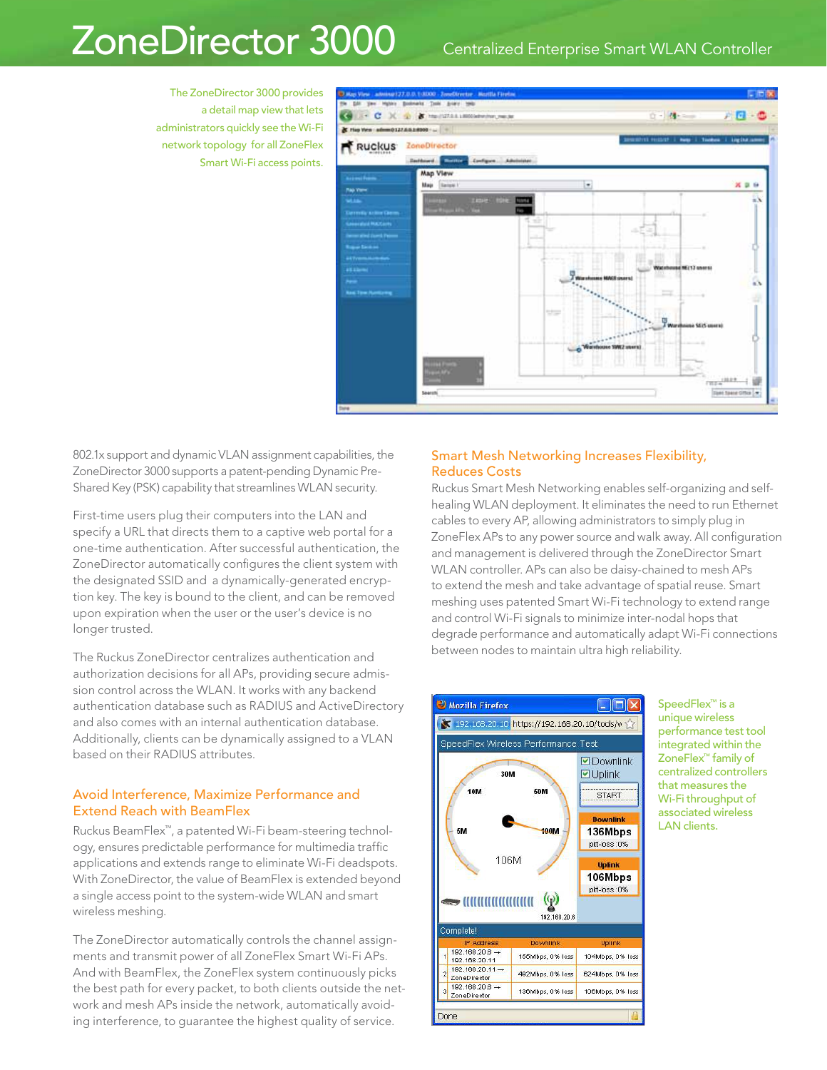# ZoneDirector 3000

Centralized Enterprise Smart WLAN Controller

The ZoneDirector 3000 provides a detail map view that lets administrators quickly see the Wi-Fi network topology for all ZoneFlex Smart Wi-Fi access points.

802.1x support and dynamic VLAN assignment capabilities, the ZoneDirector 3000 supports a patent-pending Dynamic Pre-Shared Key (PSK) capability that streamlines WLAN security.

First-time users plug their computers into the LAN and specify a URL that directs them to a captive web portal for a one-time authentication. After successful authentication, the ZoneDirector automatically configures the client system with the designated SSID and a dynamically-generated encryption key. The key is bound to the client, and can be removed upon expiration when the user or the user's device is no longer trusted.

The Ruckus ZoneDirector centralizes authentication and authorization decisions for all APs, providing secure admission control across the WLAN. It works with any backend authentication database such as RADIUS and ActiveDirectory and also comes with an internal authentication database. Additionally, clients can be dynamically assigned to a VLAN based on their RADIUS attributes.

## Avoid Interference, Maximize Performance and Extend Reach with BeamFlex

Ruckus BeamFlex™, a patented Wi-Fi beam-steering technology, ensures predictable performance for multimedia traffic applications and extends range to eliminate Wi-Fi deadspots. With ZoneDirector, the value of BeamFlex is extended beyond a single access point to the system-wide WLAN and smart wireless meshing.

The ZoneDirector automatically controls the channel assignments and transmit power of all ZoneFlex Smart Wi-Fi APs. And with BeamFlex, the ZoneFlex system continuously picks the best path for every packet, to both clients outside the network and mesh APs inside the network, automatically avoiding interference, to guarantee the highest quality of service.

## Smart Mesh Networking Increases Flexibility, Reduces Costs

Ruckus Smart Mesh Networking enables self-organizing and self-healing WLAN deployment. It eliminates the need to run Ethernet cables to every AP, allowing administrators to simply plug in ZoneFlex APs to any power source and walk away. All configuration and management is delivered through the ZoneDirector Smart WLAN controller. APs can also be daisy-chained to mesh APs to extend the mesh and take advantage of spatial reuse. Smart meshing uses patented Smart Wi-Fi technology to extend range and control Wi-Fi signals to minimize inter-nodal hops that degrade performance and automatically adapt Wi-Fi connections between nodes to maintain ultra high reliability.

SpeedFlex™ is a unique wireless performance test tool integrated within the ZoneFlex™ family of centralized controllers that measures the Wi-Fi throughput of associated wireless LAN clients.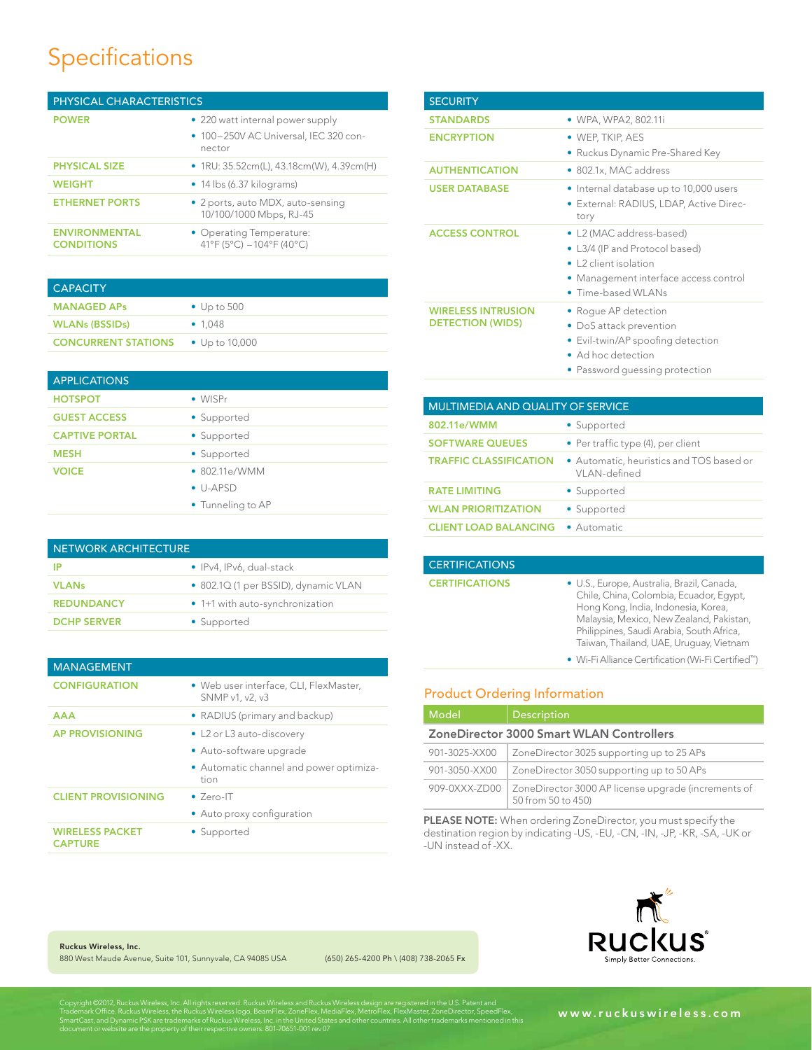# Specifications

| PHYSICAL CHARACTERISTICS | |
|---|---|
| **POWER** | • 220 watt internal power supply<br>• 100–250V AC Universal, IEC 320 connector |
| **PHYSICAL SIZE** | • 1RU: 35.52cm(L), 43.18cm(W), 4.39cm(H) |
| **WEIGHT** | • 14 lbs (6.37 kilograms) |
| **ETHERNET PORTS** | • 2 ports, auto MDX, auto-sensing 10/100/1000 Mbps, RJ-45 |
| **ENVIRONMENTAL CONDITIONS** | • Operating Temperature: 41°F (5°C) – 104°F (40°C) |

| CAPACITY | |
|---|---|
| **MANAGED APs** | • Up to 500 |
| **WLANs (BSSIDs)** | • 1,048 |
| **CONCURRENT STATIONS** | • Up to 10,000 |

| APPLICATIONS | |
|---|---|
| **HOTSPOT** | • WISPr |
| **GUEST ACCESS** | • Supported |
| **CAPTIVE PORTAL** | • Supported |
| **MESH** | • Supported |
| **VOICE** | • 802.11e/WMM<br>• U-APSD<br>• Tunneling to AP |

| NETWORK ARCHITECTURE | |
|---|---|
| **IP** | • IPv4, IPv6, dual-stack |
| **VLANs** | • 802.1Q (1 per BSSID), dynamic VLAN |
| **REDUNDANCY** | • 1+1 with auto-synchronization |
| **DCHP SERVER** | • Supported |

| MANAGEMENT | |
|---|---|
| **CONFIGURATION** | • Web user interface, CLI, FlexMaster, SNMP v1, v2, v3 |
| **AAA** | • RADIUS (primary and backup) |
| **AP PROVISIONING** | • L2 or L3 auto-discovery<br>• Auto-software upgrade<br>• Automatic channel and power optimization |
| **CLIENT PROVISIONING** | • Zero-IT<br>• Auto proxy configuration |
| **WIRELESS PACKET CAPTURE** | • Supported |

| SECURITY | |
|---|---|
| **STANDARDS** | • WPA, WPA2, 802.11i |
| **ENCRYPTION** | • WEP, TKIP, AES<br>• Ruckus Dynamic Pre-Shared Key |
| **AUTHENTICATION** | • 802.1x, MAC address |
| **USER DATABASE** | • Internal database up to 10,000 users<br>• External: RADIUS, LDAP, Active Directory |
| **ACCESS CONTROL** | • L2 (MAC address-based)<br>• L3/4 (IP and Protocol based)<br>• L2 client isolation<br>• Management interface access control<br>• Time-based WLANs |
| **WIRELESS INTRUSION DETECTION (WIDS)** | • Rogue AP detection<br>• DoS attack prevention<br>• Evil-twin/AP spoofing detection<br>• Ad hoc detection<br>• Password guessing protection |

| MULTIMEDIA AND QUALITY OF SERVICE | |
|---|---|
| **802.11e/WMM** | • Supported |
| **SOFTWARE QUEUES** | • Per traffic type (4), per client |
| **TRAFFIC CLASSIFICATION** | • Automatic, heuristics and TOS based or VLAN-defined |
| **RATE LIMITING** | • Supported |
| **WLAN PRIORITIZATION** | • Supported |
| **CLIENT LOAD BALANCING** | • Automatic |

| CERTIFICATIONS | |
|---|---|
| **CERTIFICATIONS** | • U.S., Europe, Australia, Brazil, Canada, Chile, China, Colombia, Ecuador, Egypt, Hong Kong, India, Indonesia, Korea, Malaysia, Mexico, New Zealand, Pakistan, Philippines, Saudi Arabia, South Africa, Taiwan, Thailand, UAE, Uruguay, Vietnam<br>• Wi-Fi Alliance Certification (Wi-Fi Certified™) |

## Product Ordering Information

| Model | Description |
|---|---|
| **ZoneDirector 3000 Smart WLAN Controllers** | |
| 901-3025-XX00 | ZoneDirector 3025 supporting up to 25 APs |
| 901-3050-XX00 | ZoneDirector 3050 supporting up to 50 APs |
| 909-0XXX-ZD00 | ZoneDirector 3000 AP license upgrade (increments of 50 from 50 to 450) |

**PLEASE NOTE:** When ordering ZoneDirector, you must specify the destination region by indicating -US, -EU, -CN, -IN, -JP, -KR, -SA, -UK or -UN instead of -XX.

**Ruckus Wireless, Inc.**
880 West Maude Avenue, Suite 101, Sunnyvale, CA 94085 USA (650) 265-4200 **Ph** \ (408) 738-2065 **Fx**

Ruckus
Simply Better Connections.

Copyright ©2012, Ruckus Wireless, Inc. All rights reserved. Ruckus Wireless and Ruckus Wireless design are registered in the U.S. Patent and Trademark Office. Ruckus Wireless, the Ruckus Wireless logo, BeamFlex, ZoneFlex, MediaFlex, MetroFlex, FlexMaster, ZoneDirector, SpeedFlex, SmartCast, and Dynamic PSK are trademarks of Ruckus Wireless, Inc. in the United States and other countries. All other trademarks mentioned in this document or website are the property of their respective owners. 801-70651-001 rev 07

www.ruckuswireless.com